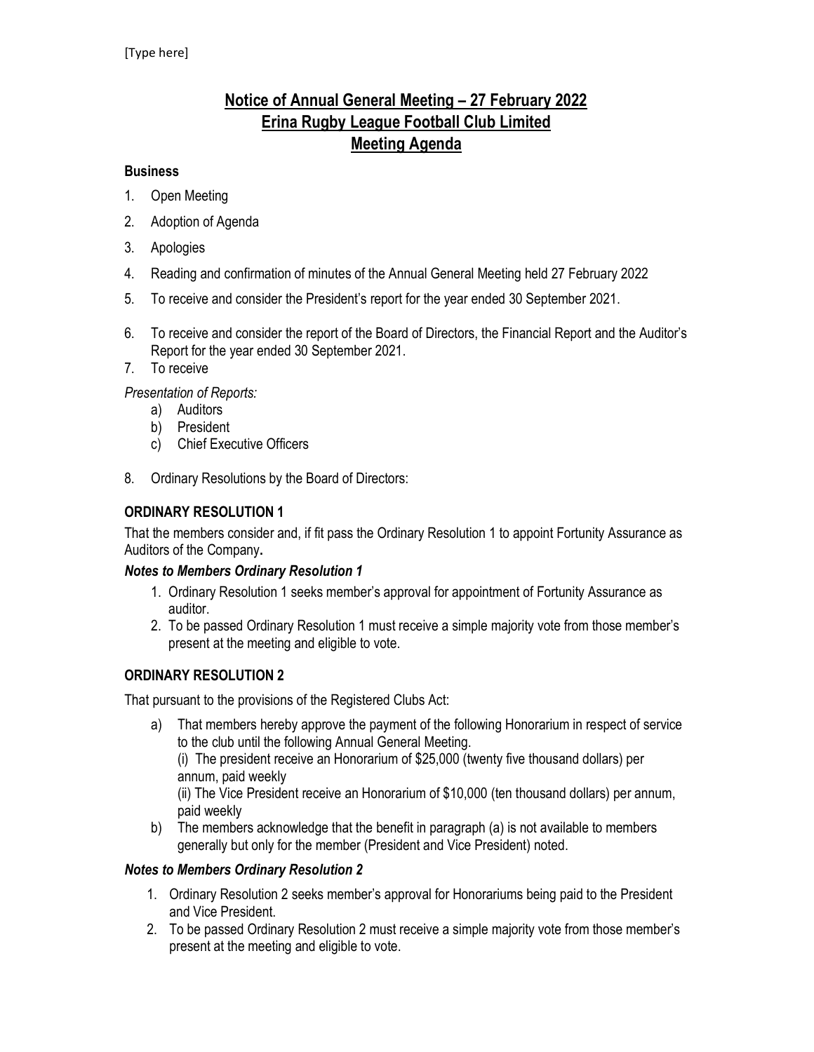[Type here]

# Notice of Annual General Meeting – 27 February 2022
# Erina Rugby League Football Club Limited
# Meeting Agenda

**Business**

1. Open Meeting
2. Adoption of Agenda
3. Apologies
4. Reading and confirmation of minutes of the Annual General Meeting held 27 February 2022
5. To receive and consider the President's report for the year ended 30 September 2021.
6. To receive and consider the report of the Board of Directors, the Financial Report and the Auditor's Report for the year ended 30 September 2021.
7. To receive

*Presentation of Reports:*

a) Auditors
b) President
c) Chief Executive Officers

8. Ordinary Resolutions by the Board of Directors:

### ORDINARY RESOLUTION 1

That the members consider and, if fit pass the Ordinary Resolution 1 to appoint Fortunity Assurance as Auditors of the Company**.**

***Notes to Members Ordinary Resolution 1***

1. Ordinary Resolution 1 seeks member's approval for appointment of Fortunity Assurance as auditor.
2. To be passed Ordinary Resolution 1 must receive a simple majority vote from those member's present at the meeting and eligible to vote.

### ORDINARY RESOLUTION 2

That pursuant to the provisions of the Registered Clubs Act:

a) That members hereby approve the payment of the following Honorarium in respect of service to the club until the following Annual General Meeting.
   (i) The president receive an Honorarium of $25,000 (twenty five thousand dollars) per annum, paid weekly
   (ii) The Vice President receive an Honorarium of $10,000 (ten thousand dollars) per annum, paid weekly
b) The members acknowledge that the benefit in paragraph (a) is not available to members generally but only for the member (President and Vice President) noted.

***Notes to Members Ordinary Resolution 2***

1. Ordinary Resolution 2 seeks member's approval for Honorariums being paid to the President and Vice President.
2. To be passed Ordinary Resolution 2 must receive a simple majority vote from those member's present at the meeting and eligible to vote.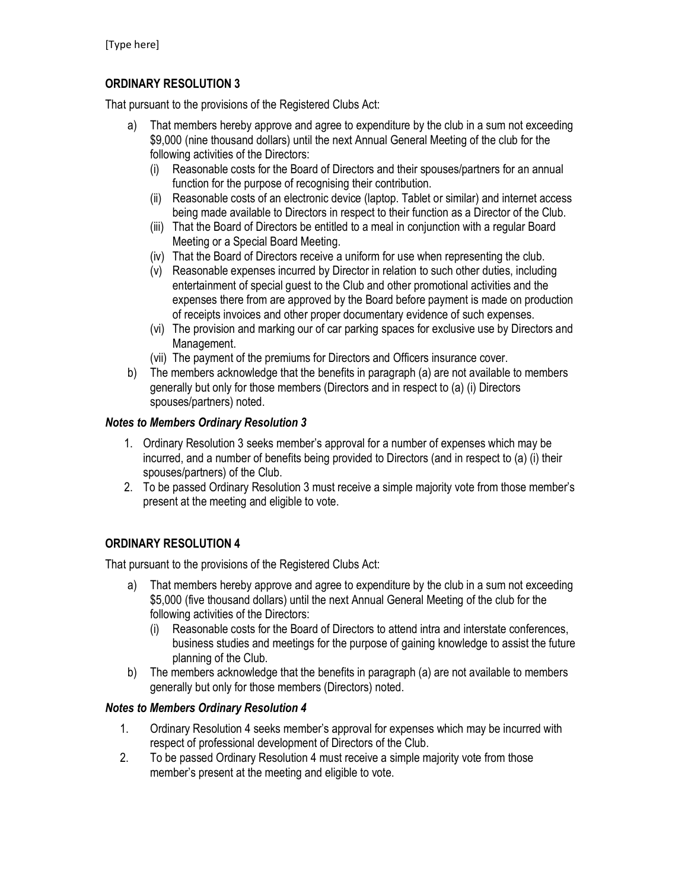**ORDINARY RESOLUTION 3**

That pursuant to the provisions of the Registered Clubs Act:

a) That members hereby approve and agree to expenditure by the club in a sum not exceeding $9,000 (nine thousand dollars) until the next Annual General Meeting of the club for the following activities of the Directors:
   (i) Reasonable costs for the Board of Directors and their spouses/partners for an annual function for the purpose of recognising their contribution.
   (ii) Reasonable costs of an electronic device (laptop. Tablet or similar) and internet access being made available to Directors in respect to their function as a Director of the Club.
   (iii) That the Board of Directors be entitled to a meal in conjunction with a regular Board Meeting or a Special Board Meeting.
   (iv) That the Board of Directors receive a uniform for use when representing the club.
   (v) Reasonable expenses incurred by Director in relation to such other duties, including entertainment of special guest to the Club and other promotional activities and the expenses there from are approved by the Board before payment is made on production of receipts invoices and other proper documentary evidence of such expenses.
   (vi) The provision and marking our of car parking spaces for exclusive use by Directors and Management.
   (vii) The payment of the premiums for Directors and Officers insurance cover.

b) The members acknowledge that the benefits in paragraph (a) are not available to members generally but only for those members (Directors and in respect to (a) (i) Directors spouses/partners) noted.

***Notes to Members Ordinary Resolution 3***

1. Ordinary Resolution 3 seeks member's approval for a number of expenses which may be incurred, and a number of benefits being provided to Directors (and in respect to (a) (i) their spouses/partners) of the Club.
2. To be passed Ordinary Resolution 3 must receive a simple majority vote from those member's present at the meeting and eligible to vote.

**ORDINARY RESOLUTION 4**

That pursuant to the provisions of the Registered Clubs Act:

a) That members hereby approve and agree to expenditure by the club in a sum not exceeding $5,000 (five thousand dollars) until the next Annual General Meeting of the club for the following activities of the Directors:
   (i) Reasonable costs for the Board of Directors to attend intra and interstate conferences, business studies and meetings for the purpose of gaining knowledge to assist the future planning of the Club.

b) The members acknowledge that the benefits in paragraph (a) are not available to members generally but only for those members (Directors) noted.

***Notes to Members Ordinary Resolution 4***

1. Ordinary Resolution 4 seeks member's approval for expenses which may be incurred with respect of professional development of Directors of the Club.
2. To be passed Ordinary Resolution 4 must receive a simple majority vote from those member's present at the meeting and eligible to vote.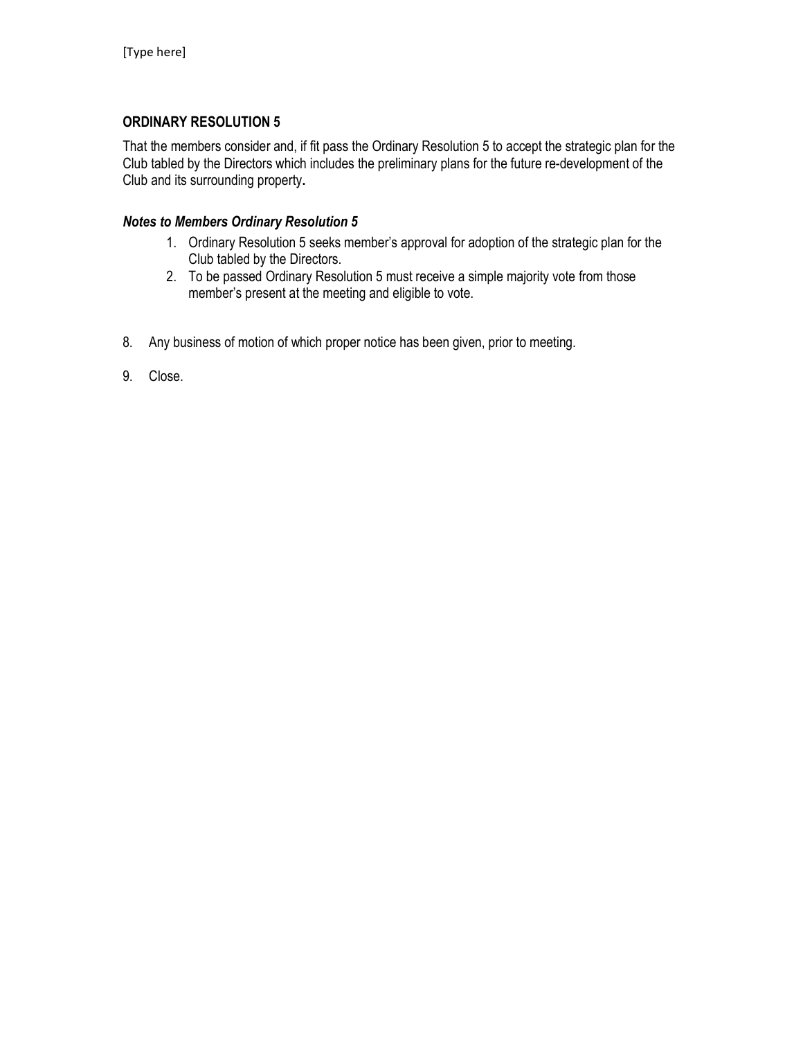**ORDINARY RESOLUTION 5**

That the members consider and, if fit pass the Ordinary Resolution 5 to accept the strategic plan for the Club tabled by the Directors which includes the preliminary plans for the future re-development of the Club and its surrounding property**.**

***Notes to Members Ordinary Resolution 5***

1. Ordinary Resolution 5 seeks member's approval for adoption of the strategic plan for the Club tabled by the Directors.
2. To be passed Ordinary Resolution 5 must receive a simple majority vote from those member's present at the meeting and eligible to vote.

8. Any business of motion of which proper notice has been given, prior to meeting.
9. Close.